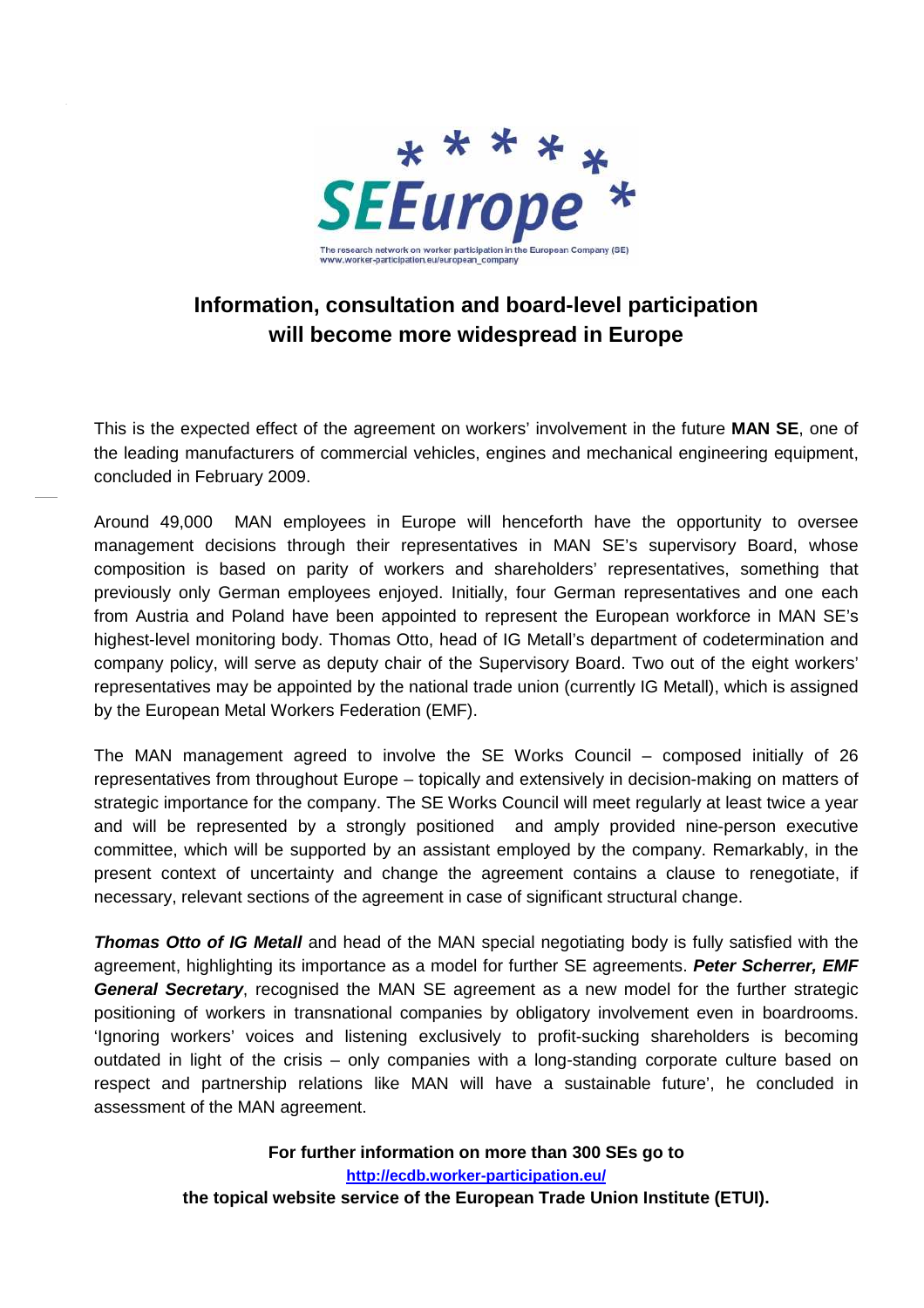SEEurope

The research network on worker participation in the European Company (SE)
www.worker-participation.eu/european_company

# Information, consultation and board-level participation will become more widespread in Europe

This is the expected effect of the agreement on workers' involvement in the future **MAN SE**, one of the leading manufacturers of commercial vehicles, engines and mechanical engineering equipment, concluded in February 2009.

Around 49,000 MAN employees in Europe will henceforth have the opportunity to oversee management decisions through their representatives in MAN SE's supervisory Board, whose composition is based on parity of workers and shareholders' representatives, something that previously only German employees enjoyed. Initially, four German representatives and one each from Austria and Poland have been appointed to represent the European workforce in MAN SE's highest-level monitoring body. Thomas Otto, head of IG Metall's department of codetermination and company policy, will serve as deputy chair of the Supervisory Board. Two out of the eight workers' representatives may be appointed by the national trade union (currently IG Metall), which is assigned by the European Metal Workers Federation (EMF).

The MAN management agreed to involve the SE Works Council – composed initially of 26 representatives from throughout Europe – topically and extensively in decision-making on matters of strategic importance for the company. The SE Works Council will meet regularly at least twice a year and will be represented by a strongly positioned and amply provided nine-person executive committee, which will be supported by an assistant employed by the company. Remarkably, in the present context of uncertainty and change the agreement contains a clause to renegotiate, if necessary, relevant sections of the agreement in case of significant structural change.

***Thomas Otto of IG Metall*** and head of the MAN special negotiating body is fully satisfied with the agreement, highlighting its importance as a model for further SE agreements. ***Peter Scherrer, EMF General Secretary***, recognised the MAN SE agreement as a new model for the further strategic positioning of workers in transnational companies by obligatory involvement even in boardrooms. 'Ignoring workers' voices and listening exclusively to profit-sucking shareholders is becoming outdated in light of the crisis – only companies with a long-standing corporate culture based on respect and partnership relations like MAN will have a sustainable future', he concluded in assessment of the MAN agreement.

**For further information on more than 300 SEs go to**
**http://ecdb.worker-participation.eu/**
**the topical website service of the European Trade Union Institute (ETUI).**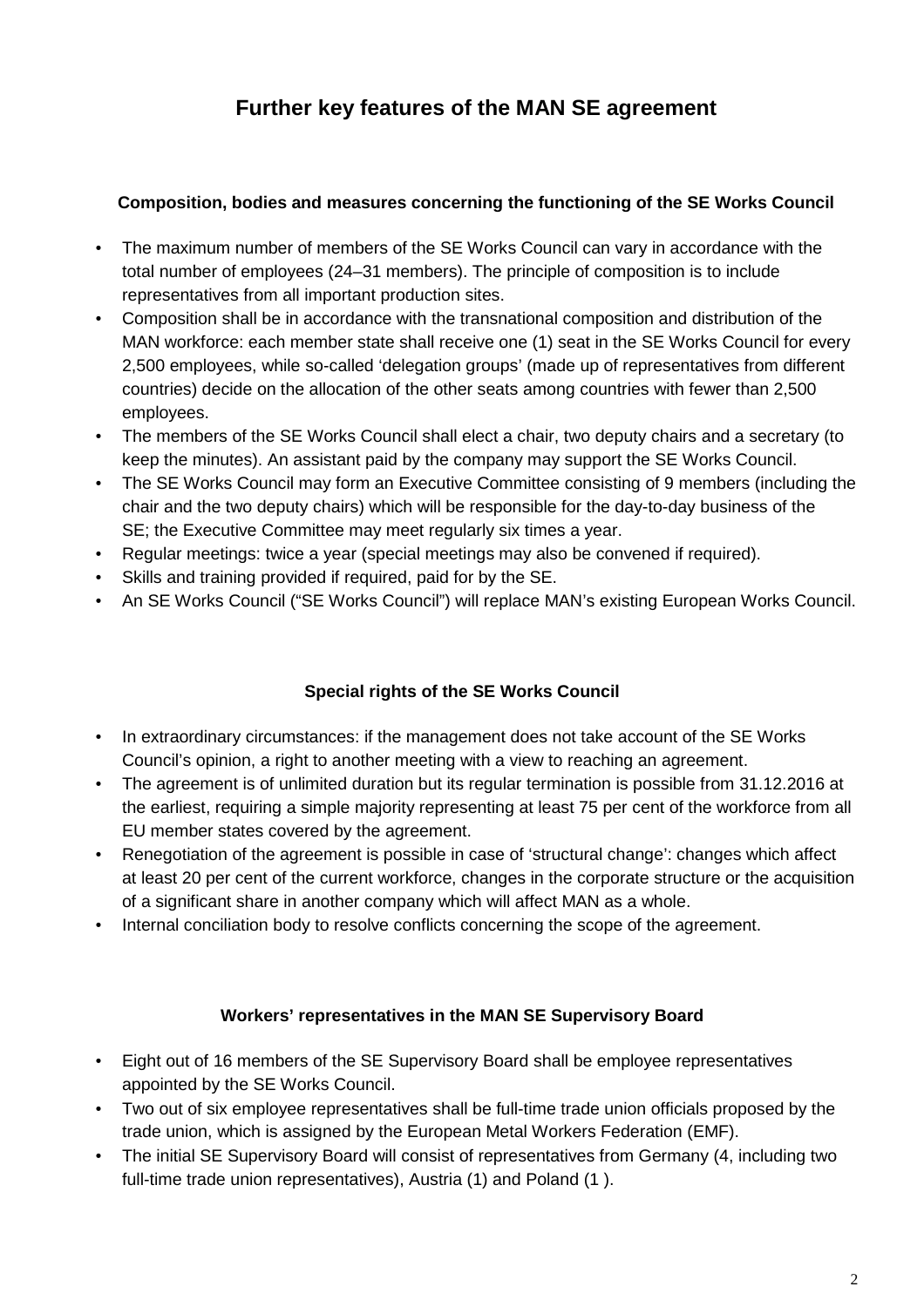# Further key features of the MAN SE agreement

### Composition, bodies and measures concerning the functioning of the SE Works Council

- The maximum number of members of the SE Works Council can vary in accordance with the total number of employees (24–31 members). The principle of composition is to include representatives from all important production sites.
- Composition shall be in accordance with the transnational composition and distribution of the MAN workforce: each member state shall receive one (1) seat in the SE Works Council for every 2,500 employees, while so-called 'delegation groups' (made up of representatives from different countries) decide on the allocation of the other seats among countries with fewer than 2,500 employees.
- The members of the SE Works Council shall elect a chair, two deputy chairs and a secretary (to keep the minutes). An assistant paid by the company may support the SE Works Council.
- The SE Works Council may form an Executive Committee consisting of 9 members (including the chair and the two deputy chairs) which will be responsible for the day-to-day business of the SE; the Executive Committee may meet regularly six times a year.
- Regular meetings: twice a year (special meetings may also be convened if required).
- Skills and training provided if required, paid for by the SE.
- An SE Works Council ("SE Works Council") will replace MAN's existing European Works Council.

### Special rights of the SE Works Council

- In extraordinary circumstances: if the management does not take account of the SE Works Council's opinion, a right to another meeting with a view to reaching an agreement.
- The agreement is of unlimited duration but its regular termination is possible from 31.12.2016 at the earliest, requiring a simple majority representing at least 75 per cent of the workforce from all EU member states covered by the agreement.
- Renegotiation of the agreement is possible in case of 'structural change': changes which affect at least 20 per cent of the current workforce, changes in the corporate structure or the acquisition of a significant share in another company which will affect MAN as a whole.
- Internal conciliation body to resolve conflicts concerning the scope of the agreement.

### Workers' representatives in the MAN SE Supervisory Board

- Eight out of 16 members of the SE Supervisory Board shall be employee representatives appointed by the SE Works Council.
- Two out of six employee representatives shall be full-time trade union officials proposed by the trade union, which is assigned by the European Metal Workers Federation (EMF).
- The initial SE Supervisory Board will consist of representatives from Germany (4, including two full-time trade union representatives), Austria (1) and Poland (1 ).